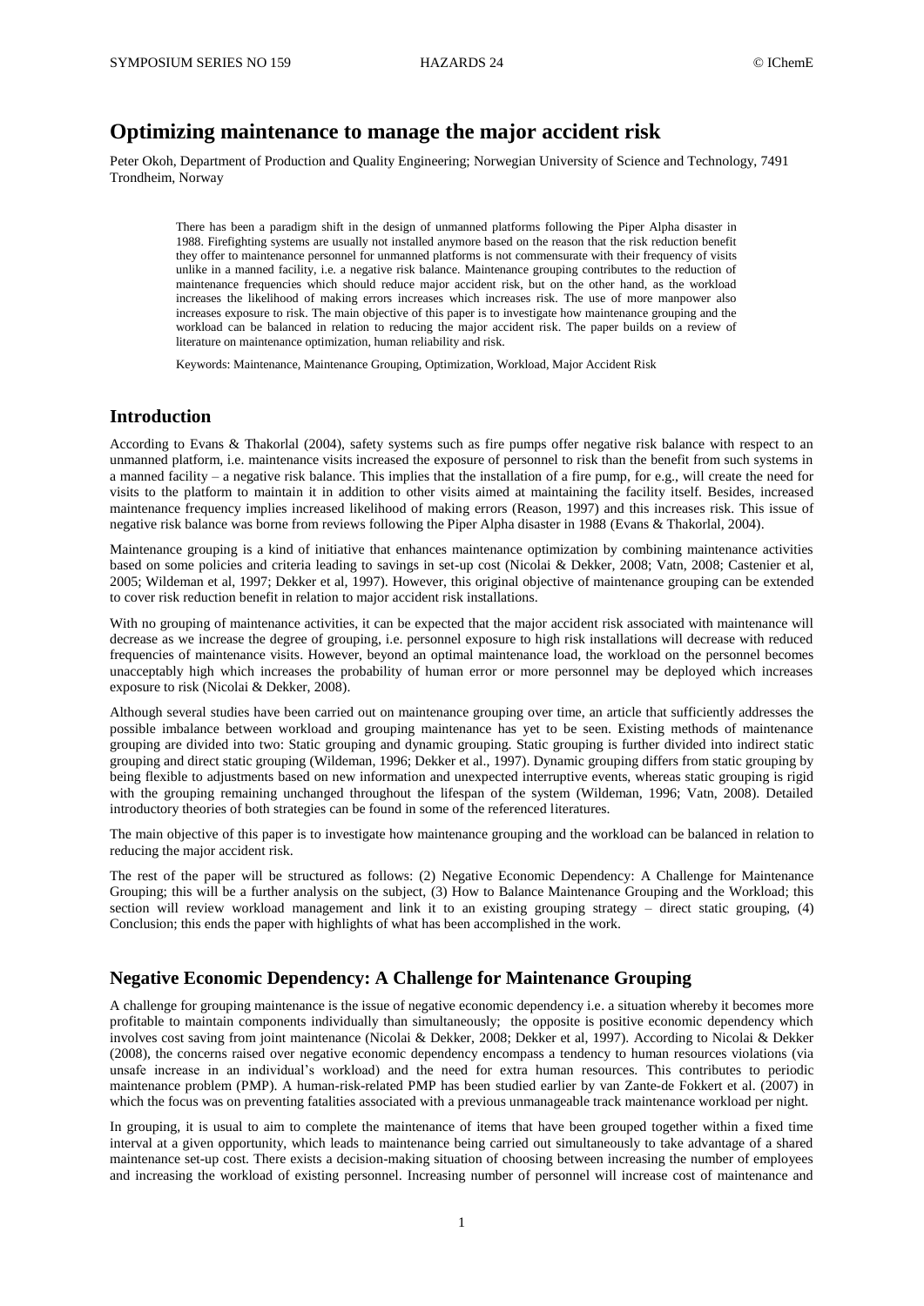# Optimizing maintenance to manage the major accident risk

Peter Okoh, Department of Production and Quality Engineering; Norwegian University of Science and Technology, 7491 Trondheim, Norway

> There has been a paradigm shift in the design of unmanned platforms following the Piper Alpha disaster in 1988. Firefighting systems are usually not installed anymore based on the reason that the risk reduction benefit they offer to maintenance personnel for unmanned platforms is not commensurate with their frequency of visits unlike in a manned facility, i.e. a negative risk balance. Maintenance grouping contributes to the reduction of maintenance frequencies which should reduce major accident risk, but on the other hand, as the workload increases the likelihood of making errors increases which increases risk. The use of more manpower also increases exposure to risk. The main objective of this paper is to investigate how maintenance grouping and the workload can be balanced in relation to reducing the major accident risk. The paper builds on a review of literature on maintenance optimization, human reliability and risk.
>
> Keywords: Maintenance, Maintenance Grouping, Optimization, Workload, Major Accident Risk

## Introduction

According to Evans & Thakorlal (2004), safety systems such as fire pumps offer negative risk balance with respect to an unmanned platform, i.e. maintenance visits increased the exposure of personnel to risk than the benefit from such systems in a manned facility – a negative risk balance. This implies that the installation of a fire pump, for e.g., will create the need for visits to the platform to maintain it in addition to other visits aimed at maintaining the facility itself. Besides, increased maintenance frequency implies increased likelihood of making errors (Reason, 1997) and this increases risk. This issue of negative risk balance was borne from reviews following the Piper Alpha disaster in 1988 (Evans & Thakorlal, 2004).

Maintenance grouping is a kind of initiative that enhances maintenance optimization by combining maintenance activities based on some policies and criteria leading to savings in set-up cost (Nicolai & Dekker, 2008; Vatn, 2008; Castenier et al, 2005; Wildeman et al, 1997; Dekker et al, 1997). However, this original objective of maintenance grouping can be extended to cover risk reduction benefit in relation to major accident risk installations.

With no grouping of maintenance activities, it can be expected that the major accident risk associated with maintenance will decrease as we increase the degree of grouping, i.e. personnel exposure to high risk installations will decrease with reduced frequencies of maintenance visits. However, beyond an optimal maintenance load, the workload on the personnel becomes unacceptably high which increases the probability of human error or more personnel may be deployed which increases exposure to risk (Nicolai & Dekker, 2008).

Although several studies have been carried out on maintenance grouping over time, an article that sufficiently addresses the possible imbalance between workload and grouping maintenance has yet to be seen. Existing methods of maintenance grouping are divided into two: Static grouping and dynamic grouping. Static grouping is further divided into indirect static grouping and direct static grouping (Wildeman, 1996; Dekker et al., 1997). Dynamic grouping differs from static grouping by being flexible to adjustments based on new information and unexpected interruptive events, whereas static grouping is rigid with the grouping remaining unchanged throughout the lifespan of the system (Wildeman, 1996; Vatn, 2008). Detailed introductory theories of both strategies can be found in some of the referenced literatures.

The main objective of this paper is to investigate how maintenance grouping and the workload can be balanced in relation to reducing the major accident risk.

The rest of the paper will be structured as follows: (2) Negative Economic Dependency: A Challenge for Maintenance Grouping; this will be a further analysis on the subject, (3) How to Balance Maintenance Grouping and the Workload; this section will review workload management and link it to an existing grouping strategy – direct static grouping, (4) Conclusion; this ends the paper with highlights of what has been accomplished in the work.

## Negative Economic Dependency: A Challenge for Maintenance Grouping

A challenge for grouping maintenance is the issue of negative economic dependency i.e. a situation whereby it becomes more profitable to maintain components individually than simultaneously; the opposite is positive economic dependency which involves cost saving from joint maintenance (Nicolai & Dekker, 2008; Dekker et al, 1997). According to Nicolai & Dekker (2008), the concerns raised over negative economic dependency encompass a tendency to human resources violations (via unsafe increase in an individual's workload) and the need for extra human resources. This contributes to periodic maintenance problem (PMP). A human-risk-related PMP has been studied earlier by van Zante-de Fokkert et al. (2007) in which the focus was on preventing fatalities associated with a previous unmanageable track maintenance workload per night.

In grouping, it is usual to aim to complete the maintenance of items that have been grouped together within a fixed time interval at a given opportunity, which leads to maintenance being carried out simultaneously to take advantage of a shared maintenance set-up cost. There exists a decision-making situation of choosing between increasing the number of employees and increasing the workload of existing personnel. Increasing number of personnel will increase cost of maintenance and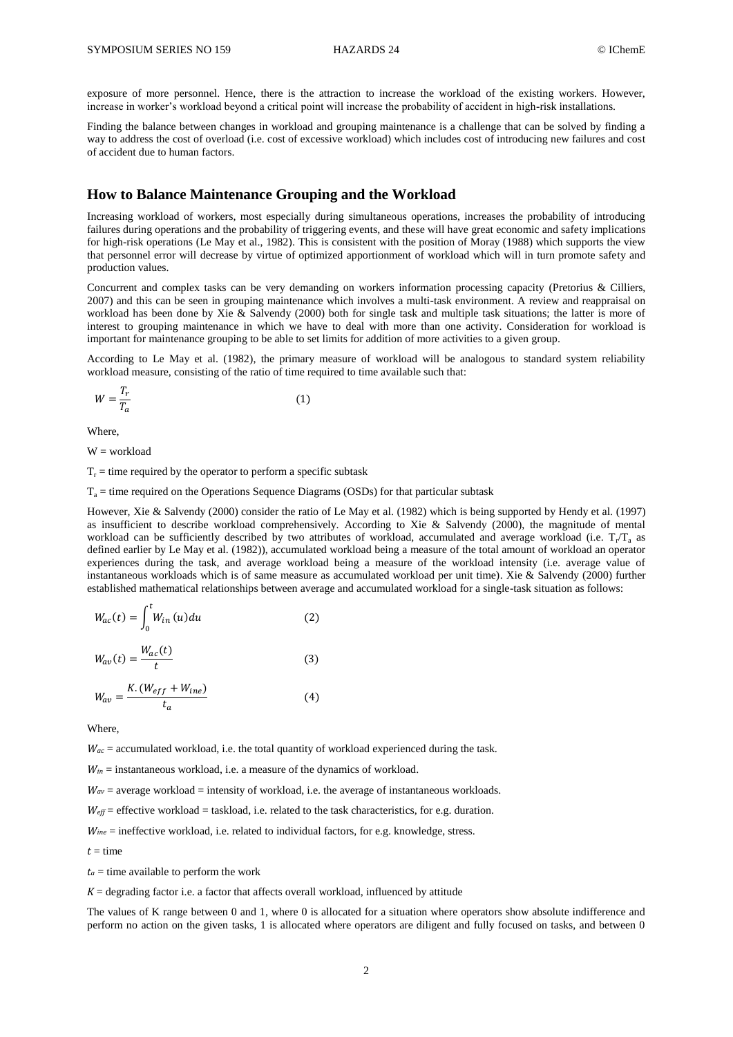exposure of more personnel. Hence, there is the attraction to increase the workload of the existing workers. However, increase in worker's workload beyond a critical point will increase the probability of accident in high-risk installations.

Finding the balance between changes in workload and grouping maintenance is a challenge that can be solved by finding a way to address the cost of overload (i.e. cost of excessive workload) which includes cost of introducing new failures and cost of accident due to human factors.

## How to Balance Maintenance Grouping and the Workload

Increasing workload of workers, most especially during simultaneous operations, increases the probability of introducing failures during operations and the probability of triggering events, and these will have great economic and safety implications for high-risk operations (Le May et al., 1982). This is consistent with the position of Moray (1988) which supports the view that personnel error will decrease by virtue of optimized apportionment of workload which will in turn promote safety and production values.

Concurrent and complex tasks can be very demanding on workers information processing capacity (Pretorius & Cilliers, 2007) and this can be seen in grouping maintenance which involves a multi-task environment. A review and reappraisal on workload has been done by Xie & Salvendy (2000) both for single task and multiple task situations; the latter is more of interest to grouping maintenance in which we have to deal with more than one activity. Consideration for workload is important for maintenance grouping to be able to set limits for addition of more activities to a given group.

According to Le May et al. (1982), the primary measure of workload will be analogous to standard system reliability workload measure, consisting of the ratio of time required to time available such that:

$$W = \frac{T_r}{T_a} \qquad (1)$$

Where,

W = workload

$T_r$ = time required by the operator to perform a specific subtask

$T_a$ = time required on the Operations Sequence Diagrams (OSDs) for that particular subtask

However, Xie & Salvendy (2000) consider the ratio of Le May et al. (1982) which is being supported by Hendy et al. (1997) as insufficient to describe workload comprehensively. According to Xie & Salvendy (2000), the magnitude of mental workload can be sufficiently described by two attributes of workload, accumulated and average workload (i.e. $T_r/T_a$ as defined earlier by Le May et al. (1982)), accumulated workload being a measure of the total amount of workload an operator experiences during the task, and average workload being a measure of the workload intensity (i.e. average value of instantaneous workloads which is of same measure as accumulated workload per unit time). Xie & Salvendy (2000) further established mathematical relationships between average and accumulated workload for a single-task situation as follows:

$$W_{ac}(t) = \int_0^t W_{in}(u)du \qquad (2)$$

$$W_{av}(t) = \frac{W_{ac}(t)}{t} \qquad (3)$$

$$W_{av} = \frac{K.(W_{eff} + W_{ine})}{t_a} \qquad (4)$$

Where,

$W_{ac}$ = accumulated workload, i.e. the total quantity of workload experienced during the task.

$W_{in}$ = instantaneous workload, i.e. a measure of the dynamics of workload.

$W_{av}$ = average workload = intensity of workload, i.e. the average of instantaneous workloads.

$W_{eff}$ = effective workload = taskload, i.e. related to the task characteristics, for e.g. duration.

$W_{ine}$ = ineffective workload, i.e. related to individual factors, for e.g. knowledge, stress.

$t$ = time

$t_a$ = time available to perform the work

$K$ = degrading factor i.e. a factor that affects overall workload, influenced by attitude

The values of K range between 0 and 1, where 0 is allocated for a situation where operators show absolute indifference and perform no action on the given tasks, 1 is allocated where operators are diligent and fully focused on tasks, and between 0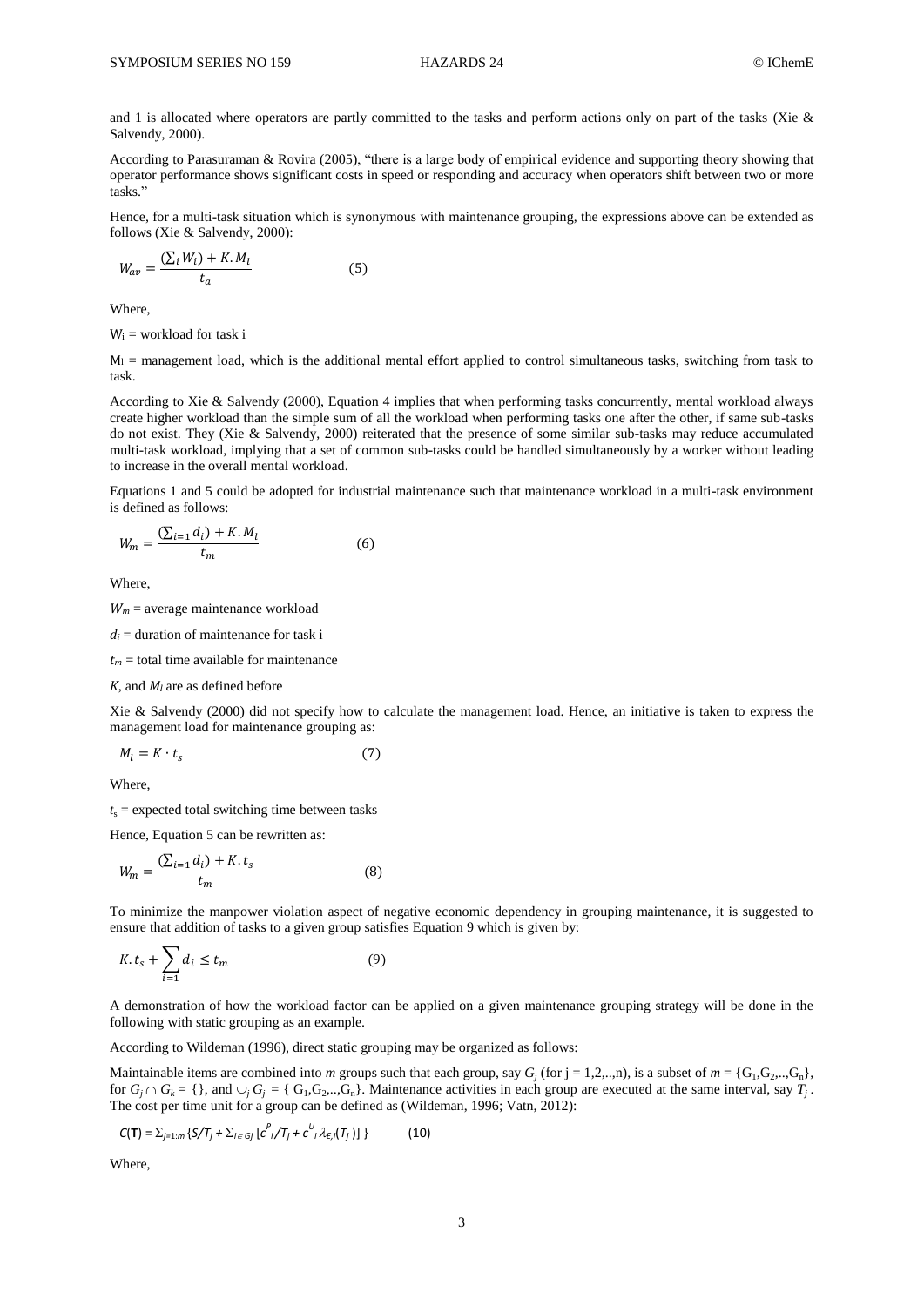and 1 is allocated where operators are partly committed to the tasks and perform actions only on part of the tasks (Xie & Salvendy, 2000).

According to Parasuraman & Rovira (2005), "there is a large body of empirical evidence and supporting theory showing that operator performance shows significant costs in speed or responding and accuracy when operators shift between two or more tasks."

Hence, for a multi-task situation which is synonymous with maintenance grouping, the expressions above can be extended as follows (Xie & Salvendy, 2000):

$$W_{av} = \frac{(\sum_i W_i) + K.M_l}{t_a} \qquad (5)$$

Where,

$W_i$ = workload for task i

$M_l$ = management load, which is the additional mental effort applied to control simultaneous tasks, switching from task to task.

According to Xie & Salvendy (2000), Equation 4 implies that when performing tasks concurrently, mental workload always create higher workload than the simple sum of all the workload when performing tasks one after the other, if same sub-tasks do not exist. They (Xie & Salvendy, 2000) reiterated that the presence of some similar sub-tasks may reduce accumulated multi-task workload, implying that a set of common sub-tasks could be handled simultaneously by a worker without leading to increase in the overall mental workload.

Equations 1 and 5 could be adopted for industrial maintenance such that maintenance workload in a multi-task environment is defined as follows:

$$W_m = \frac{(\sum_{i=1} d_i) + K.M_l}{t_m} \qquad (6)$$

Where,

$W_m$ = average maintenance workload

$d_i$ = duration of maintenance for task i

$t_m$ = total time available for maintenance

$K$, and $M_l$ are as defined before

Xie & Salvendy (2000) did not specify how to calculate the management load. Hence, an initiative is taken to express the management load for maintenance grouping as:

$$M_l = K \cdot t_s \qquad (7)$$

Where,

$t_s$ = expected total switching time between tasks

Hence, Equation 5 can be rewritten as:

$$W_m = \frac{(\sum_{i=1} d_i) + K.t_s}{t_m} \qquad (8)$$

To minimize the manpower violation aspect of negative economic dependency in grouping maintenance, it is suggested to ensure that addition of tasks to a given group satisfies Equation 9 which is given by:

$$K.t_s + \sum_{i=1} d_i \leq t_m \qquad (9)$$

A demonstration of how the workload factor can be applied on a given maintenance grouping strategy will be done in the following with static grouping as an example.

According to Wildeman (1996), direct static grouping may be organized as follows:

Maintainable items are combined into $m$ groups such that each group, say $G_j$ (for j = 1,2,..,n), is a subset of $m = \{G_1, G_2, .., G_n\}$, for $G_j \cap G_k = \{\}$, and $\cup_j G_j = \{G_1, G_2, .., G_n\}$. Maintenance activities in each group are executed at the same interval, say $T_j$. The cost per time unit for a group can be defined as (Wildeman, 1996; Vatn, 2012):

$$C(\mathbf{T}) = \Sigma_{j=1:m} \{S/T_j + \Sigma_{i \in Gj} [c^P_i / T_j + c^U_i \lambda_{E,i}(T_j)]\} \qquad (10)$$

Where,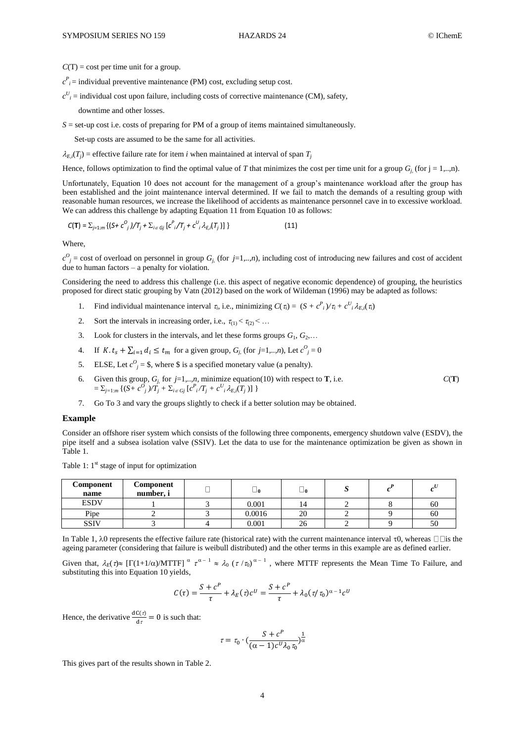$C(\mathbf{T})$ = cost per time unit for a group.

$c^P_i$ = individual preventive maintenance (PM) cost, excluding setup cost.

$c^U_i$ = individual cost upon failure, including costs of corrective maintenance (CM), safety, downtime and other losses.

$S$ = set-up cost i.e. costs of preparing for PM of a group of items maintained simultaneously. Set-up costs are assumed to be the same for all activities.

$\lambda_{E,i}(T_j)$ = effective failure rate for item $i$ when maintained at interval of span $T_j$

Hence, follows optimization to find the optimal value of $T$ that minimizes the cost per time unit for a group $G_j$ (for j = 1,..,n).

Unfortunately, Equation 10 does not account for the management of a group's maintenance workload after the group has been established and the joint maintenance interval determined. If we fail to match the demands of a resulting group with reasonable human resources, we increase the likelihood of accidents as maintenance personnel cave in to excessive workload. We can address this challenge by adapting Equation 11 from Equation 10 as follows:

$$C(\mathbf{T}) = \Sigma_{j=1:m}\{(S + c^O_j)/T_j + \Sigma_{i\in Gj}[c^P_i/T_j + c^U_i \lambda_{E,i}(T_j)]\} \qquad (11)$$

Where,

$c^O_j$ = cost of overload on personnel in group $G_j$ (for $j$=1,..,$n$), including cost of introducing new failures and cost of accident due to human factors – a penalty for violation.

Considering the need to address this challenge (i.e. this aspect of negative economic dependence) of grouping, the heuristics proposed for direct static grouping by Vatn (2012) based on the work of Wildeman (1996) may be adapted as follows:

1. Find individual maintenance interval $\tau_i$, i.e., minimizing $C(\tau_i) = (S + c^P_i)/\tau_i + c^U_i \lambda_{E,i}(\tau_i)$
2. Sort the intervals in increasing order, i.e., $\tau_{(1)} < \tau_{(2)} < \ldots$
3. Look for clusters in the intervals, and let these forms groups $G_1, G_2, \ldots$
4. If $K.t_s + \sum_{i=1} d_i \le t_m$ for a given group, $G_j$ (for $j$=1,..,$n$), Let $c^O_j = 0$
5. ELSE, Let $c^O_j$ = \$, where \$ is a specified monetary value (a penalty).
6. Given this group, $G_j$ for $j$=1,..,$n$, minimize equation(10) with respect to $\mathbf{T}$, i.e. $C(\mathbf{T}) = \Sigma_{j=1:m}\{(S + c^O_j)/T_j + \Sigma_{i\in Gj}[c^P_i/T_j + c^U_i \lambda_{E,i}(T_j)]\}$
7. Go To 3 and vary the groups slightly to check if a better solution may be obtained.

### Example

Consider an offshore riser system which consists of the following three components, emergency shutdown valve (ESDV), the pipe itself and a subsea isolation valve (SSIV). Let the data to use for the maintenance optimization be given as shown in Table 1.

Table 1: 1st stage of input for optimization

| Component name | Component number, i | $\alpha$ | $\lambda_0$ | $\tau_0$ | $S$ | $c^P$ | $c^U$ |
|---|---|---|---|---|---|---|---|
| ESDV | 1 | 3 | 0.001 | 14 | 2 | 8 | 60 |
| Pipe | 2 | 3 | 0.0016 | 20 | 2 | 9 | 60 |
| SSIV | 3 | 4 | 0.001 | 26 | 2 | 9 | 50 |

In Table 1, λ0 represents the effective failure rate (historical rate) with the current maintenance interval τ0, whereas $\alpha$ is the ageing parameter (considering that failure is weibull distributed) and the other terms in this example are as defined earlier.

Given that, $\lambda_E(\tau) \approx [\Gamma(1+1/\alpha)/\text{MTTF}]^{\alpha}\, \tau^{\alpha-1} \approx \lambda_0\,(\tau/\tau_0)^{\alpha-1}$, where MTTF represents the Mean Time To Failure, and substituting this into Equation 10 yields,

$$C(\tau) = \frac{S + c^P}{\tau} + \lambda_E(\tau)c^U = \frac{S + c^P}{\tau} + \lambda_0(\tau/\tau_0)^{\alpha-1}c^U$$

Hence, the derivative $\frac{\mathrm{d}C(\tau)}{\mathrm{d}\tau} = 0$ is such that:

$$\tau = \tau_0 \cdot \left(\frac{S + c^P}{(\alpha - 1)c^U \lambda_0 \tau_0}\right)^{\frac{1}{\alpha}}$$

This gives part of the results shown in Table 2.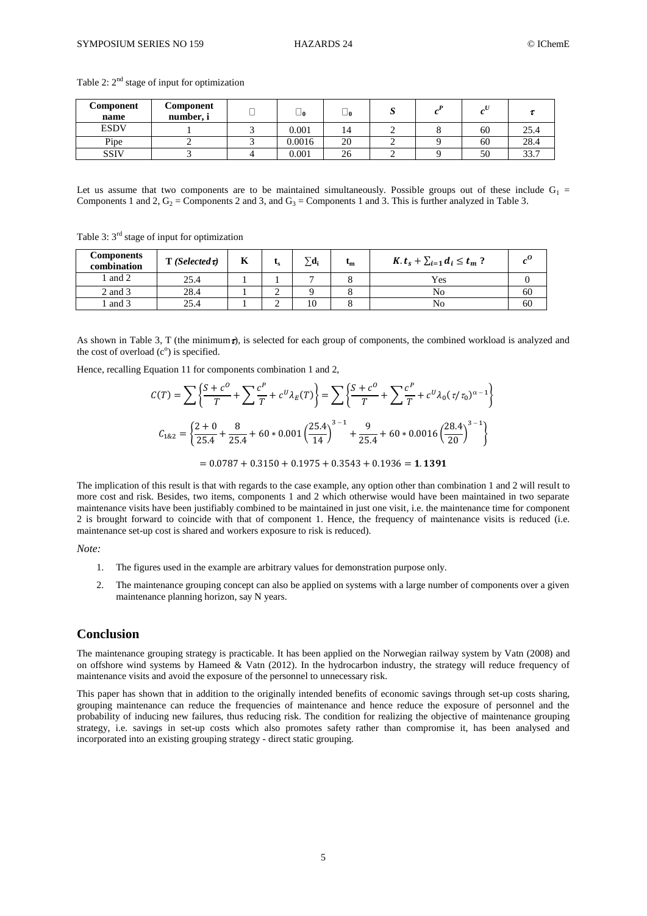Table 2: 2[nd] stage of input for optimization

| Component name | Component number, i | $\alpha$ | $\lambda_0$ | $\tau_0$ | *S* | $c^P$ | $c^U$ | $\tau$ |
|---|---|---|---|---|---|---|---|---|
| ESDV | 1 | 3 | 0.001 | 14 | 2 | 8 | 60 | 25.4 |
| Pipe | 2 | 3 | 0.0016 | 20 | 2 | 9 | 60 | 28.4 |
| SSIV | 3 | 4 | 0.001 | 26 | 2 | 9 | 50 | 33.7 |

Let us assume that two components are to be maintained simultaneously. Possible groups out of these include $G_1$ = Components 1 and 2, $G_2$ = Components 2 and 3, and $G_3$ = Components 1 and 3. This is further analyzed in Table 3.

Table 3: 3[rd] stage of input for optimization

| Components combination | T *(Selected* $\tau$*)* | K | $t_s$ | $\sum d_i$ | $t_m$ | $K.t_s + \sum_{i=1} d_i \leq t_m$ ? | $c^O$ |
|---|---|---|---|---|---|---|---|
| 1 and 2 | 25.4 | 1 | 1 | 7 | 8 | Yes | 0 |
| 2 and 3 | 28.4 | 1 | 2 | 9 | 8 | No | 60 |
| 1 and 3 | 25.4 | 1 | 2 | 10 | 8 | No | 60 |

As shown in Table 3, T (the minimum $\tau$), is selected for each group of components, the combined workload is analyzed and the cost of overload ($c^o$) is specified.

Hence, recalling Equation 11 for components combination 1 and 2,

$$C(T) = \sum \left\{ \frac{S + c^O}{T} + \sum \frac{c^P}{T} + c^U \lambda_E(T) \right\} = \sum \left\{ \frac{S + c^O}{T} + \sum \frac{c^P}{T} + c^U \lambda_0 (\tau/\tau_0)^{\alpha - 1} \right\}$$

$$C_{1\&2} = \left\{ \frac{2+0}{25.4} + \frac{8}{25.4} + 60 * 0.001 \left(\frac{25.4}{14}\right)^{3-1} + \frac{9}{25.4} + 60 * 0.0016 \left(\frac{28.4}{20}\right)^{3-1} \right\}$$

$$= 0.0787 + 0.3150 + 0.1975 + 0.3543 + 0.1936 = \mathbf{1.1391}$$

The implication of this result is that with regards to the case example, any option other than combination 1 and 2 will result to more cost and risk. Besides, two items, components 1 and 2 which otherwise would have been maintained in two separate maintenance visits have been justifiably combined to be maintained in just one visit, i.e. the maintenance time for component 2 is brought forward to coincide with that of component 1. Hence, the frequency of maintenance visits is reduced (i.e. maintenance set-up cost is shared and workers exposure to risk is reduced).

*Note:*

1. The figures used in the example are arbitrary values for demonstration purpose only.
2. The maintenance grouping concept can also be applied on systems with a large number of components over a given maintenance planning horizon, say N years.

## Conclusion

The maintenance grouping strategy is practicable. It has been applied on the Norwegian railway system by Vatn (2008) and on offshore wind systems by Hameed & Vatn (2012). In the hydrocarbon industry, the strategy will reduce frequency of maintenance visits and avoid the exposure of the personnel to unnecessary risk.

This paper has shown that in addition to the originally intended benefits of economic savings through set-up costs sharing, grouping maintenance can reduce the frequencies of maintenance and hence reduce the exposure of personnel and the probability of inducing new failures, thus reducing risk. The condition for realizing the objective of maintenance grouping strategy, i.e. savings in set-up costs which also promotes safety rather than compromise it, has been analysed and incorporated into an existing grouping strategy - direct static grouping.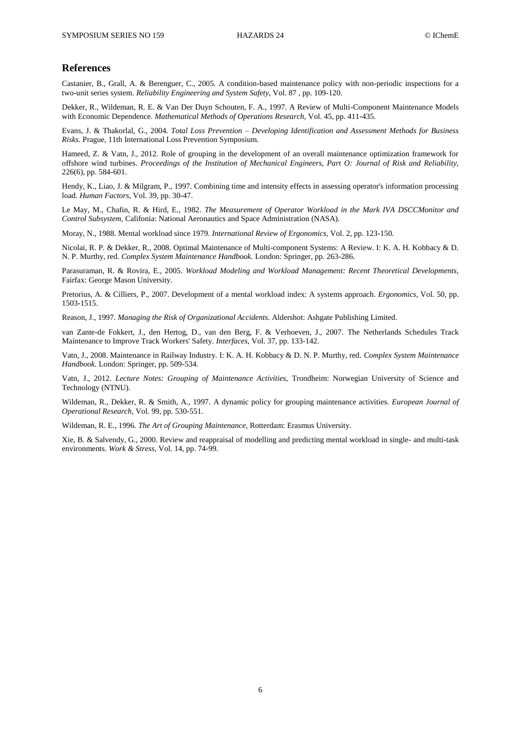## References

Castanier, B., Grall, A. & Berenguer, C., 2005. A condition-based maintenance policy with non-periodic inspections for a two-unit series system. *Reliability Engineering and System Safety,* Vol. 87 , pp. 109-120.

Dekker, R., Wildeman, R. E. & Van Der Duyn Schouten, F. A., 1997. A Review of Multi-Component Maintenance Models with Economic Dependence. *Mathematical Methods of Operations Research,* Vol. 45, pp. 411-435.

Evans, J. & Thakorlal, G., 2004. *Total Loss Prevention – Developing Identification and Assessment Methods for Business Risks.* Prague, 11th International Loss Prevention Symposium.

Hameed, Z. & Vatn, J., 2012. Role of grouping in the development of an overall maintenance optimization framework for offshore wind turbines. *Proceedings of the Institution of Mechanical Engineers, Part O: Journal of Risk and Reliability,* 226(6), pp. 584-601.

Hendy, K., Liao, J. & Milgram, P., 1997. Combining time and intensity effects in assessing operator's information processing load. *Human Factors,* Vol. 39, pp. 30-47.

Le May, M., Chafin, R. & Hird, E., 1982. *The Measurement of Operator Workload in the Mark IVA DSCCMonitor and Control Subsystem,* Califonia: National Aeronautics and Space Administration (NASA).

Moray, N., 1988. Mental workload since 1979. *International Review of Ergonomics,* Vol. 2, pp. 123-150.

Nicolai, R. P. & Dekker, R., 2008. Optimal Maintenance of Multi-component Systems: A Review. I: K. A. H. Kobbacy & D. N. P. Murthy, red. *Complex System Maintenance Handbook.* London: Springer, pp. 263-286.

Parasuraman, R. & Rovira, E., 2005. *Workload Modeling and Workload Management: Recent Theoretical Developments,* Fairfax: George Mason University.

Pretorius, A. & Cilliers, P., 2007. Development of a mental workload index: A systems approach. *Ergonomics,* Vol. 50, pp. 1503-1515.

Reason, J., 1997. *Managing the Risk of Organizational Accidents.* Aldershot: Ashgate Publishing Limited.

van Zante-de Fokkert, J., den Hertog, D., van den Berg, F. & Verhoeven, J., 2007. The Netherlands Schedules Track Maintenance to Improve Track Workers' Safety. *Interfaces,* Vol. 37, pp. 133-142.

Vatn, J., 2008. Maintenance in Railway Industry. I: K. A. H. Kobbacy & D. N. P. Murthy, red. *Complex System Maintenance Handbook.* London: Springer, pp. 509-534.

Vatn, J., 2012. *Lecture Notes: Grouping of Maintenance Activities,* Trondheim: Norwegian University of Science and Technology (NTNU).

Wildeman, R., Dekker, R. & Smith, A., 1997. A dynamic policy for grouping maintenance activities. *European Journal of Operational Research,* Vol. 99, pp. 530-551.

Wildeman, R. E., 1996. *The Art of Grouping Maintenance,* Rotterdam: Erasmus University.

Xie, B. & Salvendy, G., 2000. Review and reappraisal of modelling and predicting mental workload in single- and multi-task environments. *Work & Stress,* Vol. 14, pp. 74-99.